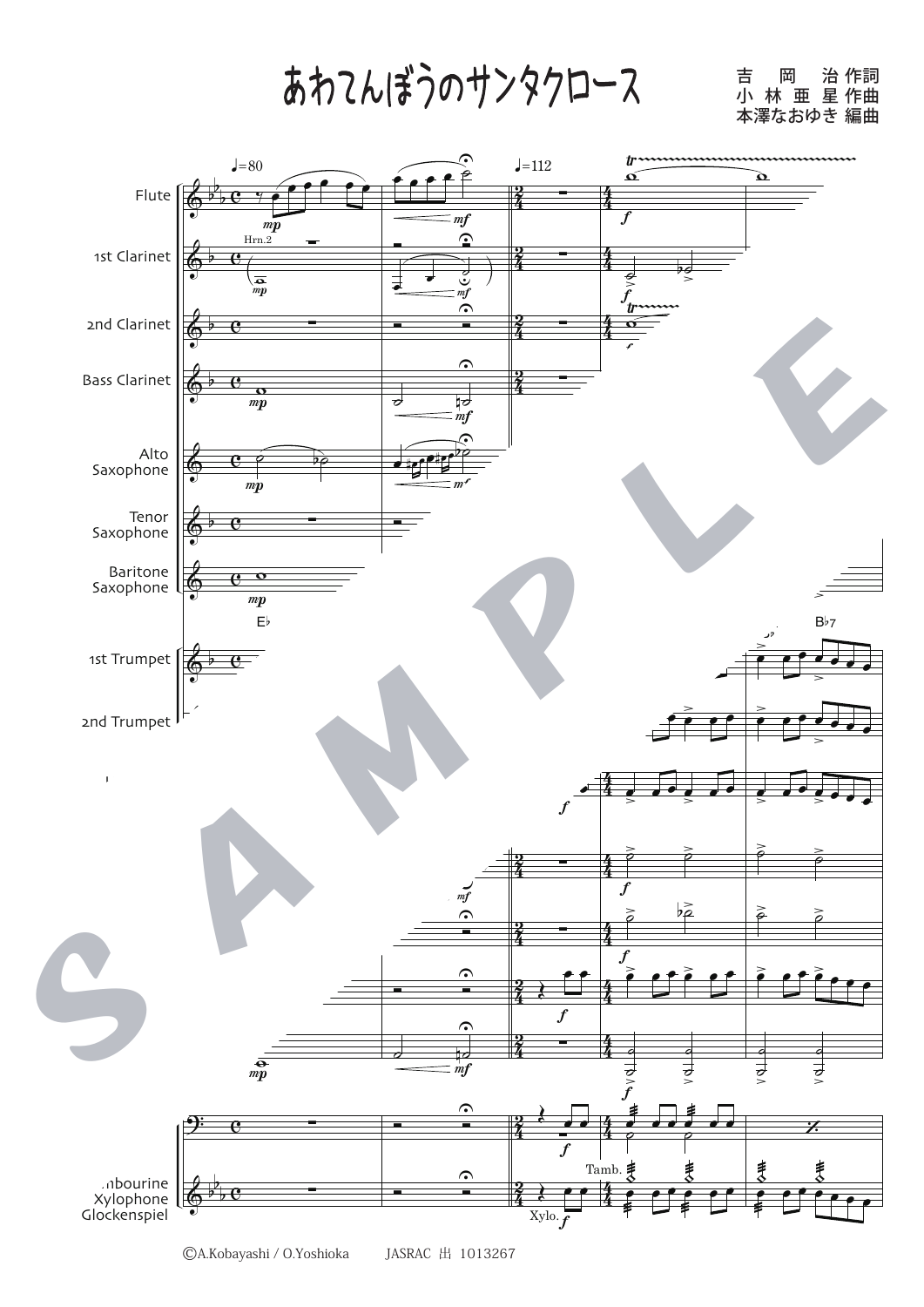# あわてんぼうのサンタクロース

吉岡 治 作詞
小林亜星 作曲
本澤なおゆき 編曲

©A.Kobayashi / O.Yoshioka　　JASRAC 出 1013267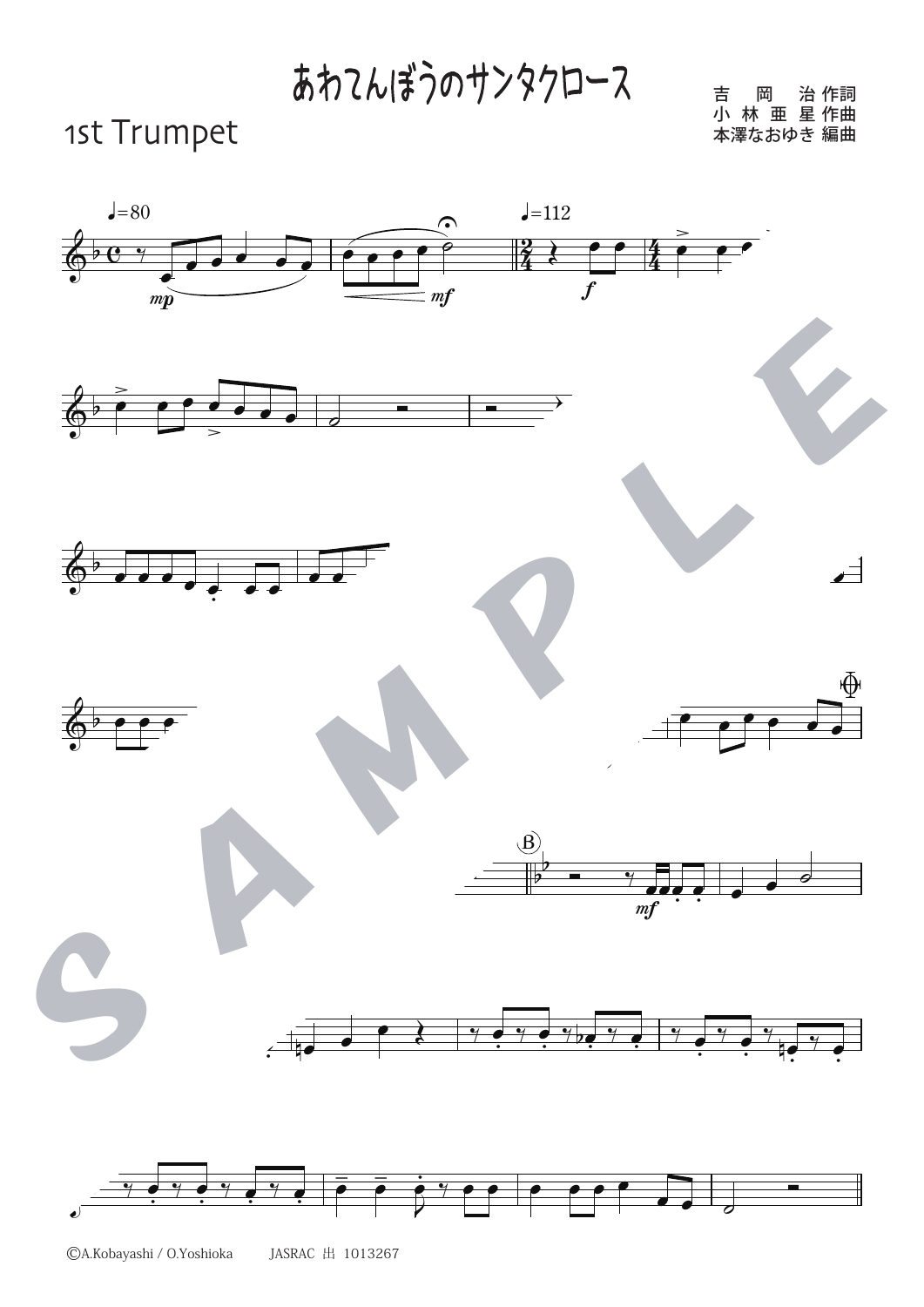# あわてんぼうのサンタクロース

## 1st Trumpet

吉　岡　治 作詞
小 林 亜 星 作曲
本澤なおゆき 編曲

©A.Kobayashi / O.Yoshioka　　JASRAC 出 1013267